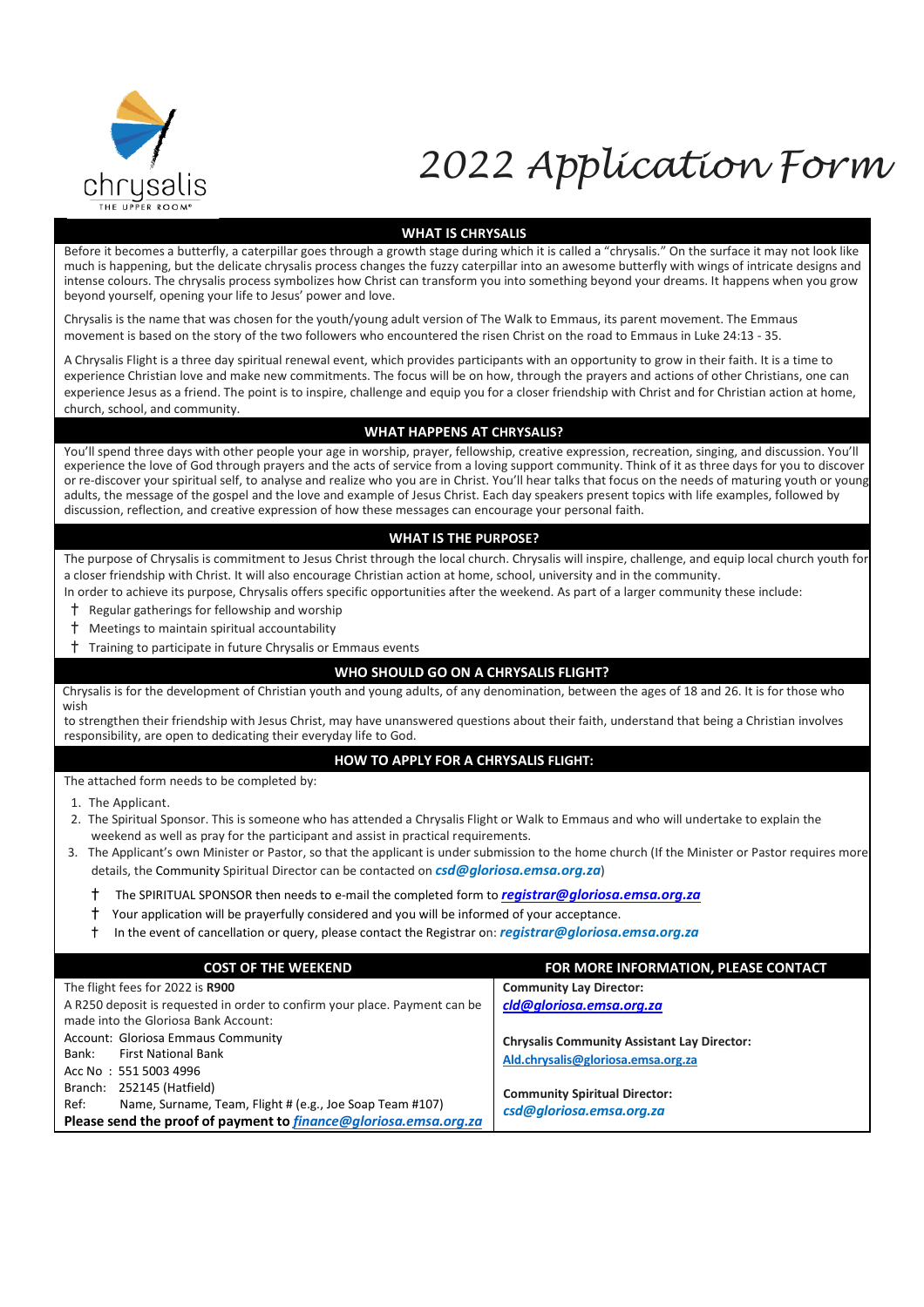chrysalis
THE UPPER ROOM®

# 2022 Application Form

## WHAT IS CHRYSALIS

Before it becomes a butterfly, a caterpillar goes through a growth stage during which it is called a "chrysalis." On the surface it may not look like much is happening, but the delicate chrysalis process changes the fuzzy caterpillar into an awesome butterfly with wings of intricate designs and intense colours. The chrysalis process symbolizes how Christ can transform you into something beyond your dreams. It happens when you grow beyond yourself, opening your life to Jesus' power and love.

Chrysalis is the name that was chosen for the youth/young adult version of The Walk to Emmaus, its parent movement. The Emmaus movement is based on the story of the two followers who encountered the risen Christ on the road to Emmaus in Luke 24:13 - 35.

A Chrysalis Flight is a three day spiritual renewal event, which provides participants with an opportunity to grow in their faith. It is a time to experience Christian love and make new commitments. The focus will be on how, through the prayers and actions of other Christians, one can experience Jesus as a friend. The point is to inspire, challenge and equip you for a closer friendship with Christ and for Christian action at home, church, school, and community.

## WHAT HAPPENS AT CHRYSALIS?

You'll spend three days with other people your age in worship, prayer, fellowship, creative expression, recreation, singing, and discussion. You'll experience the love of God through prayers and the acts of service from a loving support community. Think of it as three days for you to discover or re-discover your spiritual self, to analyse and realize who you are in Christ. You'll hear talks that focus on the needs of maturing youth or young adults, the message of the gospel and the love and example of Jesus Christ. Each day speakers present topics with life examples, followed by discussion, reflection, and creative expression of how these messages can encourage your personal faith.

## WHAT IS THE PURPOSE?

The purpose of Chrysalis is commitment to Jesus Christ through the local church. Chrysalis will inspire, challenge, and equip local church youth for a closer friendship with Christ. It will also encourage Christian action at home, school, university and in the community.
In order to achieve its purpose, Chrysalis offers specific opportunities after the weekend. As part of a larger community these include:

- Regular gatherings for fellowship and worship
- Meetings to maintain spiritual accountability
- Training to participate in future Chrysalis or Emmaus events

## WHO SHOULD GO ON A CHRYSALIS FLIGHT?

Chrysalis is for the development of Christian youth and young adults, of any denomination, between the ages of 18 and 26. It is for those who wish
to strengthen their friendship with Jesus Christ, may have unanswered questions about their faith, understand that being a Christian involves responsibility, are open to dedicating their everyday life to God.

## HOW TO APPLY FOR A CHRYSALIS FLIGHT:

The attached form needs to be completed by:

1. The Applicant.
2. The Spiritual Sponsor. This is someone who has attended a Chrysalis Flight or Walk to Emmaus and who will undertake to explain the weekend as well as pray for the participant and assist in practical requirements.
3. The Applicant's own Minister or Pastor, so that the applicant is under submission to the home church (If the Minister or Pastor requires more details, the Community Spiritual Director can be contacted on ***csd@gloriosa.emsa.org.za***)

- The SPIRITUAL SPONSOR then needs to e-mail the completed form to ***registrar@gloriosa.emsa.org.za***
- Your application will be prayerfully considered and you will be informed of your acceptance.
- In the event of cancellation or query, please contact the Registrar on: ***registrar@gloriosa.emsa.org.za***

| COST OF THE WEEKEND | FOR MORE INFORMATION, PLEASE CONTACT |
|---|---|
| The flight fees for 2022 is **R900**<br>A R250 deposit is requested in order to confirm your place. Payment can be made into the Gloriosa Bank Account:<br>Account: Gloriosa Emmaus Community<br>Bank: First National Bank<br>Acc No : 551 5003 4996<br>Branch: 252145 (Hatfield)<br>Ref: Name, Surname, Team, Flight # (e.g., Joe Soap Team #107)<br>**Please send the proof of payment to *finance@gloriosa.emsa.org.za*** | **Community Lay Director:**<br>***cld@gloriosa.emsa.org.za***<br><br>**Chrysalis Community Assistant Lay Director:**<br>**Ald.chrysalis@gloriosa.emsa.org.za**<br><br>**Community Spiritual Director:**<br>***csd@gloriosa.emsa.org.za*** |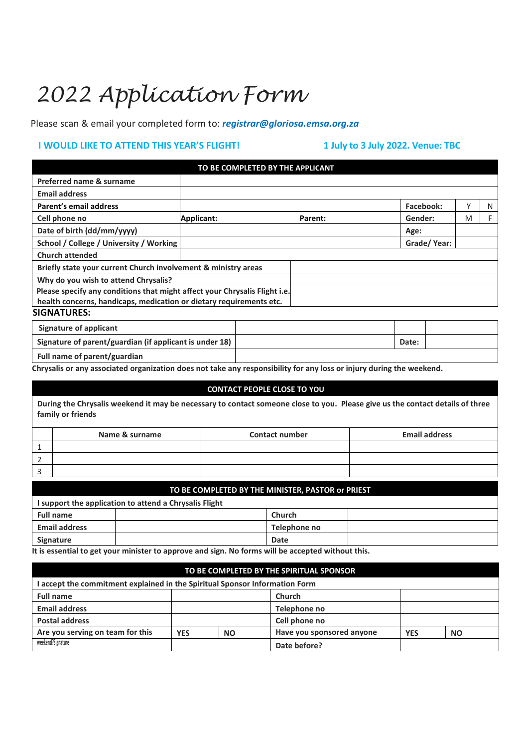# 2022 Application Form

Please scan & email your completed form to: ***registrar@gloriosa.emsa.org.za***

**I WOULD LIKE TO ATTEND THIS YEAR'S FLIGHT!** **1 July to 3 July 2022. Venue: TBC**

| TO BE COMPLETED BY THE APPLICANT | | | | | |
|---|---|---|---|---|---|
| **Preferred name & surname** | | | | | |
| **Email address** | | | | | |
| **Parent's email address** | | | **Facebook:** | Y | N |
| **Cell phone no** | **Applicant:** | **Parent:** | **Gender:** | M | F |
| **Date of birth (dd/mm/yyyy)** | | | **Age:** | | |
| **School / College / University / Working** | | | **Grade/ Year:** | | |
| **Church attended** | | | | | |
| **Briefly state your current Church involvement & ministry areas** | | | | | |
| **Why do you wish to attend Chrysalis?** | | | | | |
| **Please specify any conditions that might affect your Chrysalis Flight i.e. health concerns, handicaps, medication or dietary requirements etc.** | | | | | |

**SIGNATURES:**

| | | | |
|---|---|---|---|
| **Signature of applicant** | | | |
| **Signature of parent/guardian (if applicant is under 18)** | | **Date:** | |
| **Full name of parent/guardian** | | | |

**Chrysalis or any associated organization does not take any responsibility for any loss or injury during the weekend.**

| CONTACT PEOPLE CLOSE TO YOU | | | |
|---|---|---|---|
| **During the Chrysalis weekend it may be necessary to contact someone close to you. Please give us the contact details of three family or friends** | | | |
| | **Name & surname** | **Contact number** | **Email address** |
| 1 | | | |
| 2 | | | |
| 3 | | | |

| TO BE COMPLETED BY THE MINISTER, PASTOR or PRIEST | | | |
|---|---|---|---|
| **I support the application to attend a Chrysalis Flight** | | | |
| **Full name** | | **Church** | |
| **Email address** | | **Telephone no** | |
| **Signature** | | **Date** | |

**It is essential to get your minister to approve and sign. No forms will be accepted without this.**

| TO BE COMPLETED BY THE SPIRITUAL SPONSOR | | | | | |
|---|---|---|---|---|---|
| **I accept the commitment explained in the Spiritual Sponsor Information Form** | | | | | |
| **Full name** | | | **Church** | | |
| **Email address** | | | **Telephone no** | | |
| **Postal address** | | | **Cell phone no** | | |
| **Are you serving on team for this weekend?Signature** | **YES** | **NO** | **Have you sponsored anyone Date before?** | **YES** | **NO** |